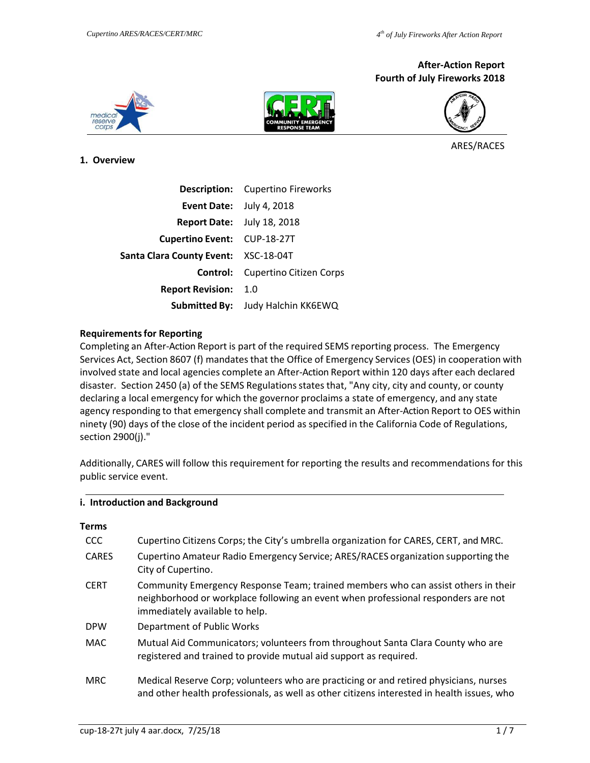**After-Action Report**
**Fourth of July Fireworks 2018**

ARES/RACES

## 1. Overview

| | |
|---|---|
| **Description:** | Cupertino Fireworks |
| **Event Date:** | July 4, 2018 |
| **Report Date:** | July 18, 2018 |
| **Cupertino Event:** | CUP-18-27T |
| **Santa Clara County Event:** | XSC-18-04T |
| **Control:** | Cupertino Citizen Corps |
| **Report Revision:** | 1.0 |
| **Submitted By:** | Judy Halchin KK6EWQ |

### Requirements for Reporting

Completing an After-Action Report is part of the required SEMS reporting process. The Emergency Services Act, Section 8607 (f) mandates that the Office of Emergency Services (OES) in cooperation with involved state and local agencies complete an After-Action Report within 120 days after each declared disaster. Section 2450 (a) of the SEMS Regulations states that, "Any city, city and county, or county declaring a local emergency for which the governor proclaims a state of emergency, and any state agency responding to that emergency shall complete and transmit an After-Action Report to OES within ninety (90) days of the close of the incident period as specified in the California Code of Regulations, section 2900(j)."

Additionally, CARES will follow this requirement for reporting the results and recommendations for this public service event.

### i. Introduction and Background

**Terms**

| | |
|---|---|
| CCC | Cupertino Citizens Corps; the City's umbrella organization for CARES, CERT, and MRC. |
| CARES | Cupertino Amateur Radio Emergency Service; ARES/RACES organization supporting the City of Cupertino. |
| CERT | Community Emergency Response Team; trained members who can assist others in their neighborhood or workplace following an event when professional responders are not immediately available to help. |
| DPW | Department of Public Works |
| MAC | Mutual Aid Communicators; volunteers from throughout Santa Clara County who are registered and trained to provide mutual aid support as required. |
| MRC | Medical Reserve Corp; volunteers who are practicing or and retired physicians, nurses and other health professionals, as well as other citizens interested in health issues, who |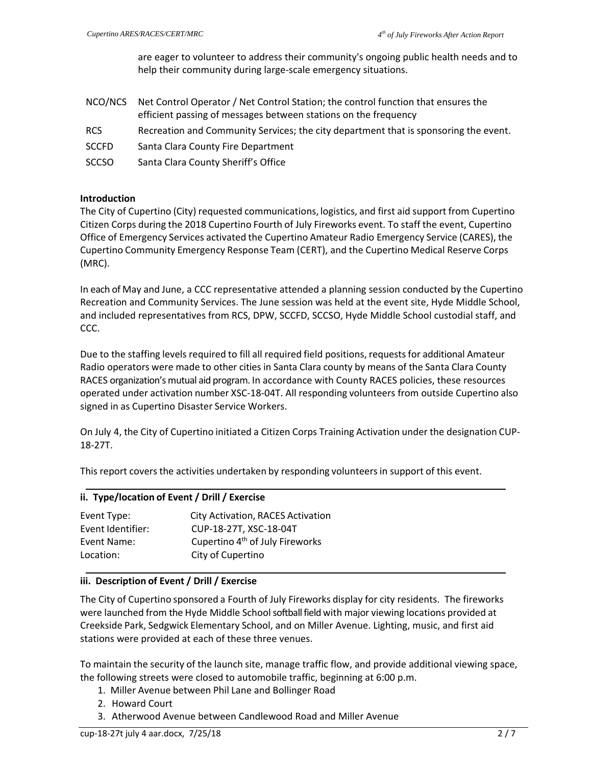are eager to volunteer to address their community's ongoing public health needs and to help their community during large-scale emergency situations.

| | |
|---|---|
| NCO/NCS | Net Control Operator / Net Control Station; the control function that ensures the efficient passing of messages between stations on the frequency |
| RCS | Recreation and Community Services; the city department that is sponsoring the event. |
| SCCFD | Santa Clara County Fire Department |
| SCCSO | Santa Clara County Sheriff's Office |

**Introduction**

The City of Cupertino (City) requested communications, logistics, and first aid support from Cupertino Citizen Corps during the 2018 Cupertino Fourth of July Fireworks event. To staff the event, Cupertino Office of Emergency Services activated the Cupertino Amateur Radio Emergency Service (CARES), the Cupertino Community Emergency Response Team (CERT), and the Cupertino Medical Reserve Corps (MRC).

In each of May and June, a CCC representative attended a planning session conducted by the Cupertino Recreation and Community Services. The June session was held at the event site, Hyde Middle School, and included representatives from RCS, DPW, SCCFD, SCCSO, Hyde Middle School custodial staff, and CCC.

Due to the staffing levels required to fill all required field positions, requests for additional Amateur Radio operators were made to other cities in Santa Clara county by means of the Santa Clara County RACES organization's mutual aid program. In accordance with County RACES policies, these resources operated under activation number XSC-18-04T. All responding volunteers from outside Cupertino also signed in as Cupertino Disaster Service Workers.

On July 4, the City of Cupertino initiated a Citizen Corps Training Activation under the designation CUP-18-27T.

This report covers the activities undertaken by responding volunteers in support of this event.

## ii. Type/location of Event / Drill / Exercise

| | |
|---|---|
| Event Type: | City Activation, RACES Activation |
| Event Identifier: | CUP-18-27T, XSC-18-04T |
| Event Name: | Cupertino 4th of July Fireworks |
| Location: | City of Cupertino |

## iii. Description of Event / Drill / Exercise

The City of Cupertino sponsored a Fourth of July Fireworks display for city residents. The fireworks were launched from the Hyde Middle School softball field with major viewing locations provided at Creekside Park, Sedgwick Elementary School, and on Miller Avenue. Lighting, music, and first aid stations were provided at each of these three venues.

To maintain the security of the launch site, manage traffic flow, and provide additional viewing space, the following streets were closed to automobile traffic, beginning at 6:00 p.m.

1. Miller Avenue between Phil Lane and Bollinger Road
2. Howard Court
3. Atherwood Avenue between Candlewood Road and Miller Avenue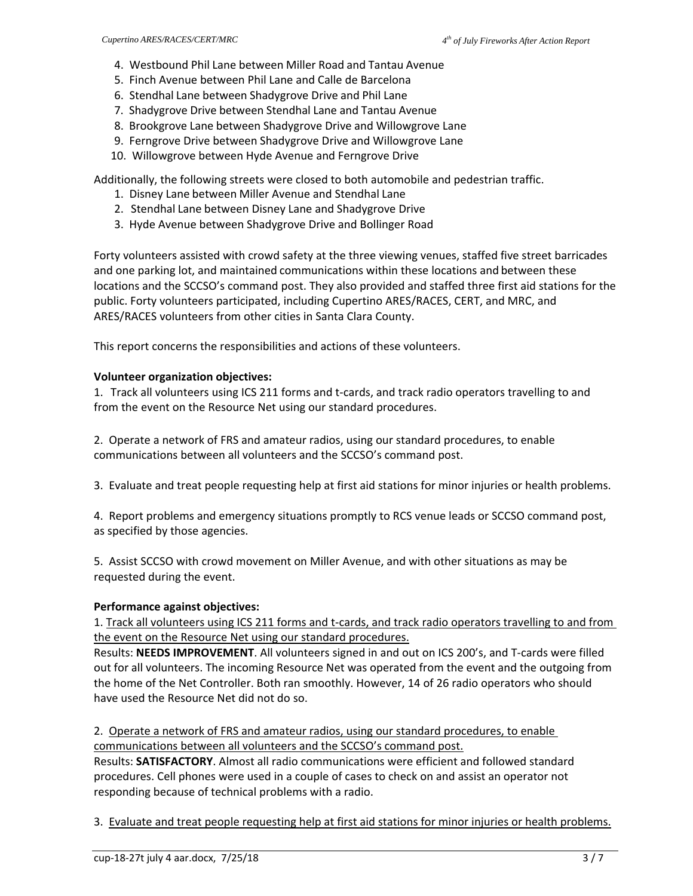4. Westbound Phil Lane between Miller Road and Tantau Avenue
5. Finch Avenue between Phil Lane and Calle de Barcelona
6. Stendhal Lane between Shadygrove Drive and Phil Lane
7. Shadygrove Drive between Stendhal Lane and Tantau Avenue
8. Brookgrove Lane between Shadygrove Drive and Willowgrove Lane
9. Ferngrove Drive between Shadygrove Drive and Willowgrove Lane
10. Willowgrove between Hyde Avenue and Ferngrove Drive

Additionally, the following streets were closed to both automobile and pedestrian traffic.

1. Disney Lane between Miller Avenue and Stendhal Lane
2. Stendhal Lane between Disney Lane and Shadygrove Drive
3. Hyde Avenue between Shadygrove Drive and Bollinger Road

Forty volunteers assisted with crowd safety at the three viewing venues, staffed five street barricades and one parking lot, and maintained communications within these locations and between these locations and the SCCSO's command post. They also provided and staffed three first aid stations for the public. Forty volunteers participated, including Cupertino ARES/RACES, CERT, and MRC, and ARES/RACES volunteers from other cities in Santa Clara County.

This report concerns the responsibilities and actions of these volunteers.

**Volunteer organization objectives:**

1. Track all volunteers using ICS 211 forms and t-cards, and track radio operators travelling to and from the event on the Resource Net using our standard procedures.

2. Operate a network of FRS and amateur radios, using our standard procedures, to enable communications between all volunteers and the SCCSO's command post.

3. Evaluate and treat people requesting help at first aid stations for minor injuries or health problems.

4. Report problems and emergency situations promptly to RCS venue leads or SCCSO command post, as specified by those agencies.

5. Assist SCCSO with crowd movement on Miller Avenue, and with other situations as may be requested during the event.

**Performance against objectives:**

1. <u>Track all volunteers using ICS 211 forms and t-cards, and track radio operators travelling to and from the event on the Resource Net using our standard procedures.</u>
Results: **NEEDS IMPROVEMENT**. All volunteers signed in and out on ICS 200's, and T-cards were filled out for all volunteers. The incoming Resource Net was operated from the event and the outgoing from the home of the Net Controller. Both ran smoothly. However, 14 of 26 radio operators who should have used the Resource Net did not do so.

2. <u>Operate a network of FRS and amateur radios, using our standard procedures, to enable communications between all volunteers and the SCCSO's command post.</u>
Results: **SATISFACTORY**. Almost all radio communications were efficient and followed standard procedures. Cell phones were used in a couple of cases to check on and assist an operator not responding because of technical problems with a radio.

3. <u>Evaluate and treat people requesting help at first aid stations for minor injuries or health problems.</u>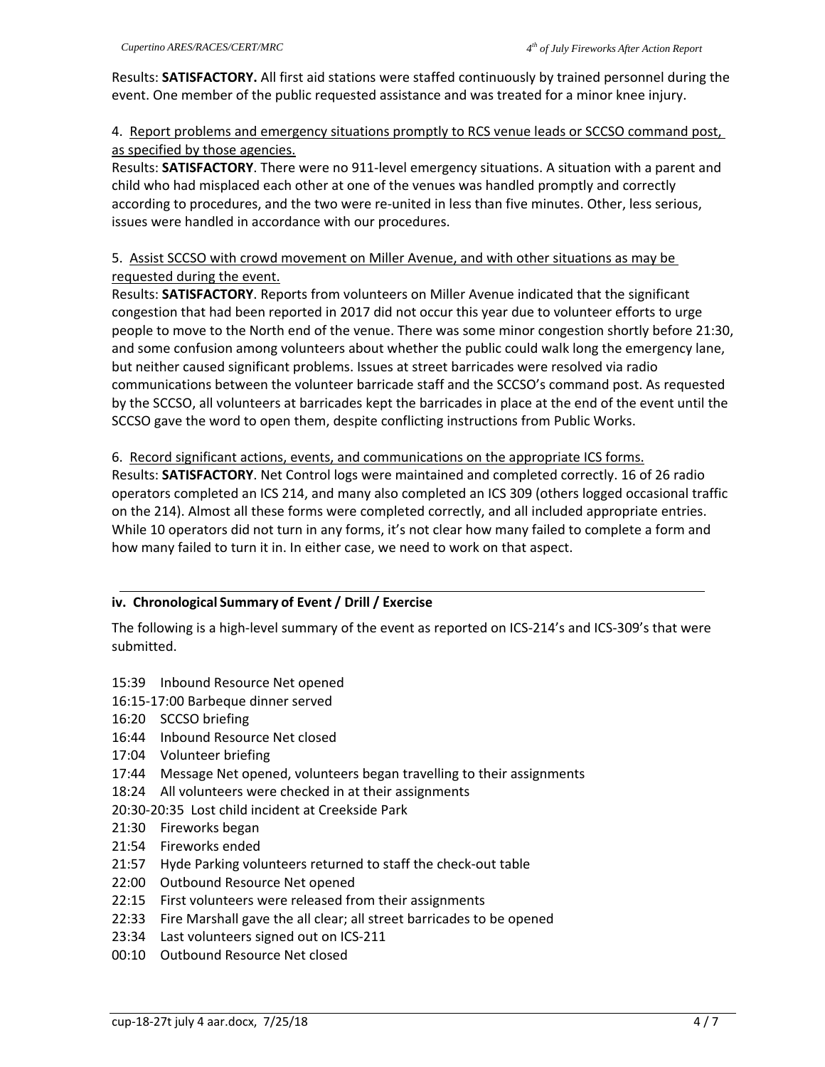Results: **SATISFACTORY.** All first aid stations were staffed continuously by trained personnel during the event. One member of the public requested assistance and was treated for a minor knee injury.

4. Report problems and emergency situations promptly to RCS venue leads or SCCSO command post, as specified by those agencies.

Results: **SATISFACTORY**. There were no 911-level emergency situations. A situation with a parent and child who had misplaced each other at one of the venues was handled promptly and correctly according to procedures, and the two were re-united in less than five minutes. Other, less serious, issues were handled in accordance with our procedures.

5. Assist SCCSO with crowd movement on Miller Avenue, and with other situations as may be requested during the event.

Results: **SATISFACTORY**. Reports from volunteers on Miller Avenue indicated that the significant congestion that had been reported in 2017 did not occur this year due to volunteer efforts to urge people to move to the North end of the venue. There was some minor congestion shortly before 21:30, and some confusion among volunteers about whether the public could walk long the emergency lane, but neither caused significant problems. Issues at street barricades were resolved via radio communications between the volunteer barricade staff and the SCCSO's command post. As requested by the SCCSO, all volunteers at barricades kept the barricades in place at the end of the event until the SCCSO gave the word to open them, despite conflicting instructions from Public Works.

6. Record significant actions, events, and communications on the appropriate ICS forms.

Results: **SATISFACTORY**. Net Control logs were maintained and completed correctly. 16 of 26 radio operators completed an ICS 214, and many also completed an ICS 309 (others logged occasional traffic on the 214). Almost all these forms were completed correctly, and all included appropriate entries. While 10 operators did not turn in any forms, it's not clear how many failed to complete a form and how many failed to turn it in. In either case, we need to work on that aspect.

## iv. Chronological Summary of Event / Drill / Exercise

The following is a high-level summary of the event as reported on ICS-214's and ICS-309's that were submitted.

- 15:39 Inbound Resource Net opened
- 16:15-17:00 Barbeque dinner served
- 16:20 SCCSO briefing
- 16:44 Inbound Resource Net closed
- 17:04 Volunteer briefing
- 17:44 Message Net opened, volunteers began travelling to their assignments
- 18:24 All volunteers were checked in at their assignments
- 20:30-20:35 Lost child incident at Creekside Park
- 21:30 Fireworks began
- 21:54 Fireworks ended
- 21:57 Hyde Parking volunteers returned to staff the check-out table
- 22:00 Outbound Resource Net opened
- 22:15 First volunteers were released from their assignments
- 22:33 Fire Marshall gave the all clear; all street barricades to be opened
- 23:34 Last volunteers signed out on ICS-211
- 00:10 Outbound Resource Net closed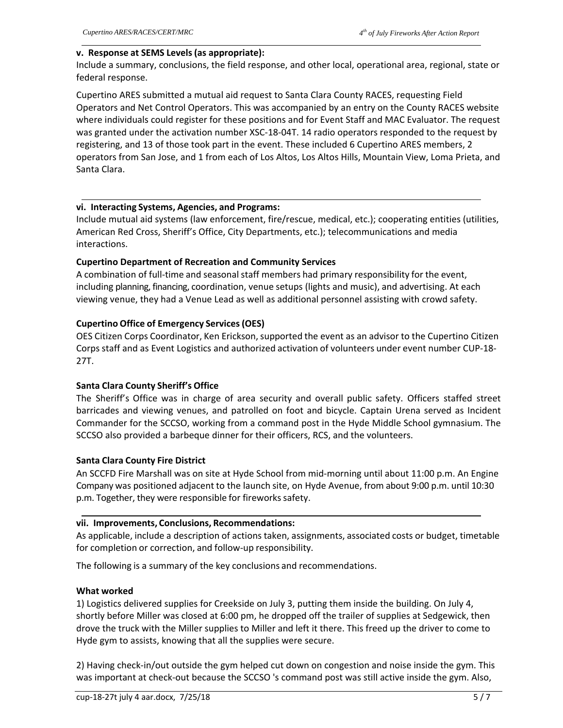**v. Response at SEMS Levels (as appropriate):**

Include a summary, conclusions, the field response, and other local, operational area, regional, state or federal response.

Cupertino ARES submitted a mutual aid request to Santa Clara County RACES, requesting Field Operators and Net Control Operators. This was accompanied by an entry on the County RACES website where individuals could register for these positions and for Event Staff and MAC Evaluator. The request was granted under the activation number XSC-18-04T. 14 radio operators responded to the request by registering, and 13 of those took part in the event. These included 6 Cupertino ARES members, 2 operators from San Jose, and 1 from each of Los Altos, Los Altos Hills, Mountain View, Loma Prieta, and Santa Clara.

**vi. Interacting Systems, Agencies, and Programs:**

Include mutual aid systems (law enforcement, fire/rescue, medical, etc.); cooperating entities (utilities, American Red Cross, Sheriff's Office, City Departments, etc.); telecommunications and media interactions.

**Cupertino Department of Recreation and Community Services**

A combination of full-time and seasonal staff members had primary responsibility for the event, including planning, financing, coordination, venue setups (lights and music), and advertising. At each viewing venue, they had a Venue Lead as well as additional personnel assisting with crowd safety.

**Cupertino Office of Emergency Services (OES)**

OES Citizen Corps Coordinator, Ken Erickson, supported the event as an advisor to the Cupertino Citizen Corps staff and as Event Logistics and authorized activation of volunteers under event number CUP-18-27T.

**Santa Clara County Sheriff's Office**

The Sheriff's Office was in charge of area security and overall public safety. Officers staffed street barricades and viewing venues, and patrolled on foot and bicycle. Captain Urena served as Incident Commander for the SCCSO, working from a command post in the Hyde Middle School gymnasium. The SCCSO also provided a barbeque dinner for their officers, RCS, and the volunteers.

**Santa Clara County Fire District**

An SCCFD Fire Marshall was on site at Hyde School from mid-morning until about 11:00 p.m. An Engine Company was positioned adjacent to the launch site, on Hyde Avenue, from about 9:00 p.m. until 10:30 p.m. Together, they were responsible for fireworks safety.

**vii. Improvements, Conclusions, Recommendations:**

As applicable, include a description of actions taken, assignments, associated costs or budget, timetable for completion or correction, and follow-up responsibility.

The following is a summary of the key conclusions and recommendations.

**What worked**

1) Logistics delivered supplies for Creekside on July 3, putting them inside the building. On July 4, shortly before Miller was closed at 6:00 pm, he dropped off the trailer of supplies at Sedgewick, then drove the truck with the Miller supplies to Miller and left it there. This freed up the driver to come to Hyde gym to assists, knowing that all the supplies were secure.

2) Having check-in/out outside the gym helped cut down on congestion and noise inside the gym. This was important at check-out because the SCCSO 's command post was still active inside the gym. Also,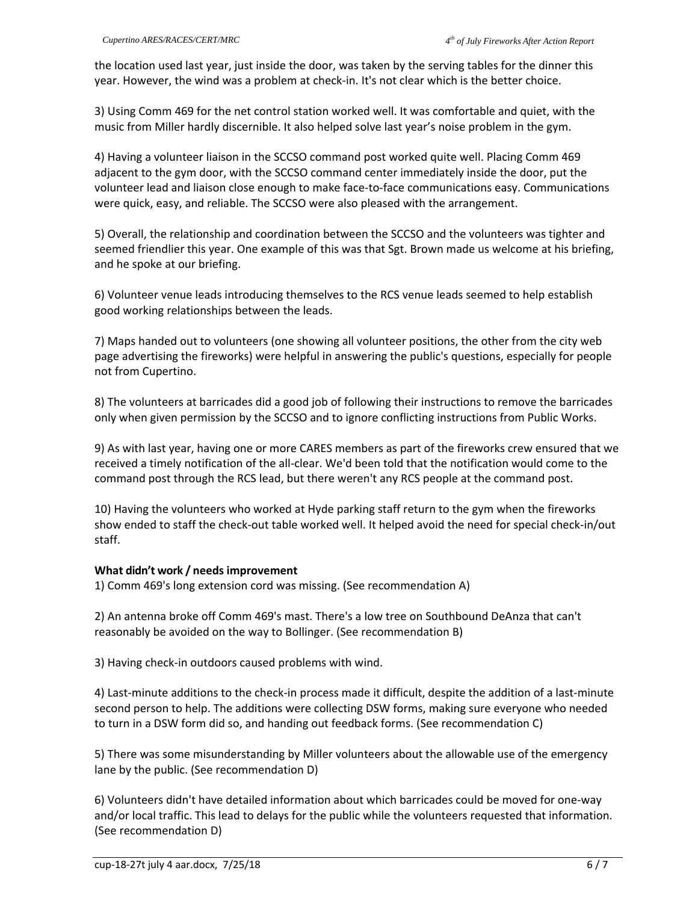the location used last year, just inside the door, was taken by the serving tables for the dinner this year. However, the wind was a problem at check-in. It's not clear which is the better choice.

3) Using Comm 469 for the net control station worked well. It was comfortable and quiet, with the music from Miller hardly discernible. It also helped solve last year's noise problem in the gym.

4) Having a volunteer liaison in the SCCSO command post worked quite well. Placing Comm 469 adjacent to the gym door, with the SCCSO command center immediately inside the door, put the volunteer lead and liaison close enough to make face-to-face communications easy. Communications were quick, easy, and reliable. The SCCSO were also pleased with the arrangement.

5) Overall, the relationship and coordination between the SCCSO and the volunteers was tighter and seemed friendlier this year. One example of this was that Sgt. Brown made us welcome at his briefing, and he spoke at our briefing.

6) Volunteer venue leads introducing themselves to the RCS venue leads seemed to help establish good working relationships between the leads.

7) Maps handed out to volunteers (one showing all volunteer positions, the other from the city web page advertising the fireworks) were helpful in answering the public's questions, especially for people not from Cupertino.

8) The volunteers at barricades did a good job of following their instructions to remove the barricades only when given permission by the SCCSO and to ignore conflicting instructions from Public Works.

9) As with last year, having one or more CARES members as part of the fireworks crew ensured that we received a timely notification of the all-clear. We'd been told that the notification would come to the command post through the RCS lead, but there weren't any RCS people at the command post.

10) Having the volunteers who worked at Hyde parking staff return to the gym when the fireworks show ended to staff the check-out table worked well. It helped avoid the need for special check-in/out staff.

**What didn't work / needs improvement**

1) Comm 469's long extension cord was missing. (See recommendation A)

2) An antenna broke off Comm 469's mast. There's a low tree on Southbound DeAnza that can't reasonably be avoided on the way to Bollinger. (See recommendation B)

3) Having check-in outdoors caused problems with wind.

4) Last-minute additions to the check-in process made it difficult, despite the addition of a last-minute second person to help. The additions were collecting DSW forms, making sure everyone who needed to turn in a DSW form did so, and handing out feedback forms. (See recommendation C)

5) There was some misunderstanding by Miller volunteers about the allowable use of the emergency lane by the public. (See recommendation D)

6) Volunteers didn't have detailed information about which barricades could be moved for one-way and/or local traffic. This lead to delays for the public while the volunteers requested that information. (See recommendation D)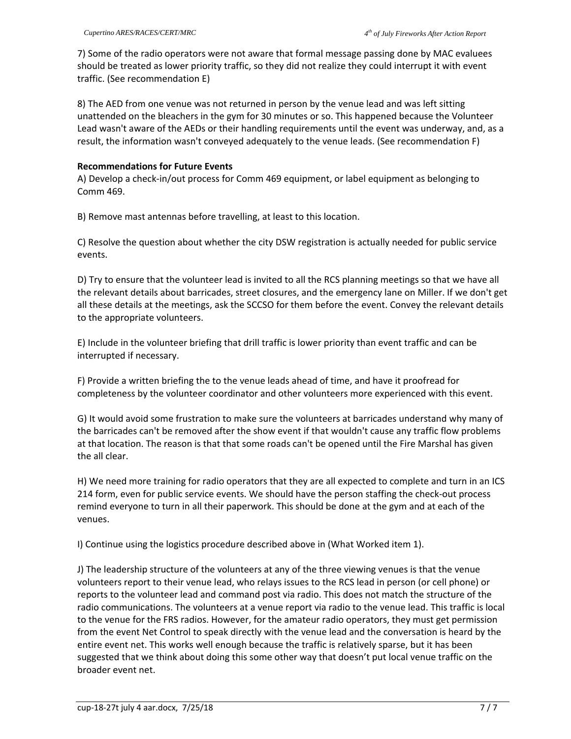7) Some of the radio operators were not aware that formal message passing done by MAC evaluees should be treated as lower priority traffic, so they did not realize they could interrupt it with event traffic. (See recommendation E)

8) The AED from one venue was not returned in person by the venue lead and was left sitting unattended on the bleachers in the gym for 30 minutes or so. This happened because the Volunteer Lead wasn't aware of the AEDs or their handling requirements until the event was underway, and, as a result, the information wasn't conveyed adequately to the venue leads. (See recommendation F)

**Recommendations for Future Events**

A) Develop a check-in/out process for Comm 469 equipment, or label equipment as belonging to Comm 469.

B) Remove mast antennas before travelling, at least to this location.

C) Resolve the question about whether the city DSW registration is actually needed for public service events.

D) Try to ensure that the volunteer lead is invited to all the RCS planning meetings so that we have all the relevant details about barricades, street closures, and the emergency lane on Miller. If we don't get all these details at the meetings, ask the SCCSO for them before the event. Convey the relevant details to the appropriate volunteers.

E) Include in the volunteer briefing that drill traffic is lower priority than event traffic and can be interrupted if necessary.

F) Provide a written briefing the to the venue leads ahead of time, and have it proofread for completeness by the volunteer coordinator and other volunteers more experienced with this event.

G) It would avoid some frustration to make sure the volunteers at barricades understand why many of the barricades can't be removed after the show event if that wouldn't cause any traffic flow problems at that location. The reason is that that some roads can't be opened until the Fire Marshal has given the all clear.

H) We need more training for radio operators that they are all expected to complete and turn in an ICS 214 form, even for public service events. We should have the person staffing the check-out process remind everyone to turn in all their paperwork. This should be done at the gym and at each of the venues.

I) Continue using the logistics procedure described above in (What Worked item 1).

J) The leadership structure of the volunteers at any of the three viewing venues is that the venue volunteers report to their venue lead, who relays issues to the RCS lead in person (or cell phone) or reports to the volunteer lead and command post via radio. This does not match the structure of the radio communications. The volunteers at a venue report via radio to the venue lead. This traffic is local to the venue for the FRS radios. However, for the amateur radio operators, they must get permission from the event Net Control to speak directly with the venue lead and the conversation is heard by the entire event net. This works well enough because the traffic is relatively sparse, but it has been suggested that we think about doing this some other way that doesn't put local venue traffic on the broader event net.